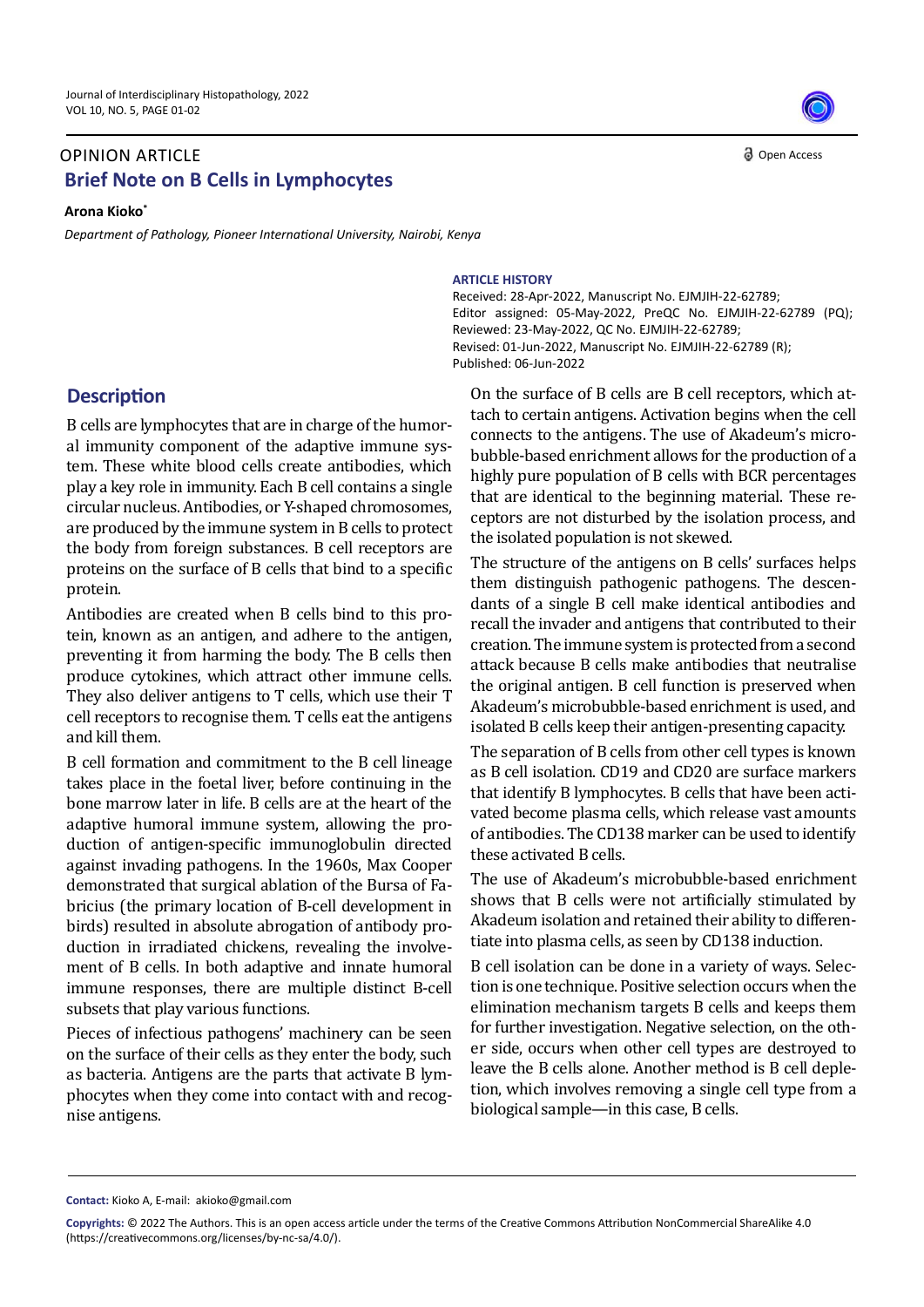OPINION ARTICLE

# Brief Note on B Cells in Lymphocytes

**Arona Kioko***

*Department of Pathology, Pioneer International University, Nairobi, Kenya*

**ARTICLE HISTORY**

Received: 28-Apr-2022, Manuscript No. EJMJIH-22-62789;
Editor assigned: 05-May-2022, PreQC No. EJMJIH-22-62789 (PQ);
Reviewed: 23-May-2022, QC No. EJMJIH-22-62789;
Revised: 01-Jun-2022, Manuscript No. EJMJIH-22-62789 (R);
Published: 06-Jun-2022

## Description

B cells are lymphocytes that are in charge of the humoral immunity component of the adaptive immune system. These white blood cells create antibodies, which play a key role in immunity. Each B cell contains a single circular nucleus. Antibodies, or Y-shaped chromosomes, are produced by the immune system in B cells to protect the body from foreign substances. B cell receptors are proteins on the surface of B cells that bind to a specific protein.

Antibodies are created when B cells bind to this protein, known as an antigen, and adhere to the antigen, preventing it from harming the body. The B cells then produce cytokines, which attract other immune cells. They also deliver antigens to T cells, which use their T cell receptors to recognise them. T cells eat the antigens and kill them.

B cell formation and commitment to the B cell lineage takes place in the foetal liver, before continuing in the bone marrow later in life. B cells are at the heart of the adaptive humoral immune system, allowing the production of antigen-specific immunoglobulin directed against invading pathogens. In the 1960s, Max Cooper demonstrated that surgical ablation of the Bursa of Fabricius (the primary location of B-cell development in birds) resulted in absolute abrogation of antibody production in irradiated chickens, revealing the involvement of B cells. In both adaptive and innate humoral immune responses, there are multiple distinct B-cell subsets that play various functions.

Pieces of infectious pathogens' machinery can be seen on the surface of their cells as they enter the body, such as bacteria. Antigens are the parts that activate B lymphocytes when they come into contact with and recognise antigens.

On the surface of B cells are B cell receptors, which attach to certain antigens. Activation begins when the cell connects to the antigens. The use of Akadeum's microbubble-based enrichment allows for the production of a highly pure population of B cells with BCR percentages that are identical to the beginning material. These receptors are not disturbed by the isolation process, and the isolated population is not skewed.

The structure of the antigens on B cells' surfaces helps them distinguish pathogenic pathogens. The descendants of a single B cell make identical antibodies and recall the invader and antigens that contributed to their creation. The immune system is protected from a second attack because B cells make antibodies that neutralise the original antigen. B cell function is preserved when Akadeum's microbubble-based enrichment is used, and isolated B cells keep their antigen-presenting capacity.

The separation of B cells from other cell types is known as B cell isolation. CD19 and CD20 are surface markers that identify B lymphocytes. B cells that have been activated become plasma cells, which release vast amounts of antibodies. The CD138 marker can be used to identify these activated B cells.

The use of Akadeum's microbubble-based enrichment shows that B cells were not artificially stimulated by Akadeum isolation and retained their ability to differentiate into plasma cells, as seen by CD138 induction.

B cell isolation can be done in a variety of ways. Selection is one technique. Positive selection occurs when the elimination mechanism targets B cells and keeps them for further investigation. Negative selection, on the other side, occurs when other cell types are destroyed to leave the B cells alone. Another method is B cell depletion, which involves removing a single cell type from a biological sample—in this case, B cells.

**Contact:** Kioko A, E-mail: akioko@gmail.com

**Copyrights:** © 2022 The Authors. This is an open access article under the terms of the Creative Commons Attribution NonCommercial ShareAlike 4.0 (https://creativecommons.org/licenses/by-nc-sa/4.0/).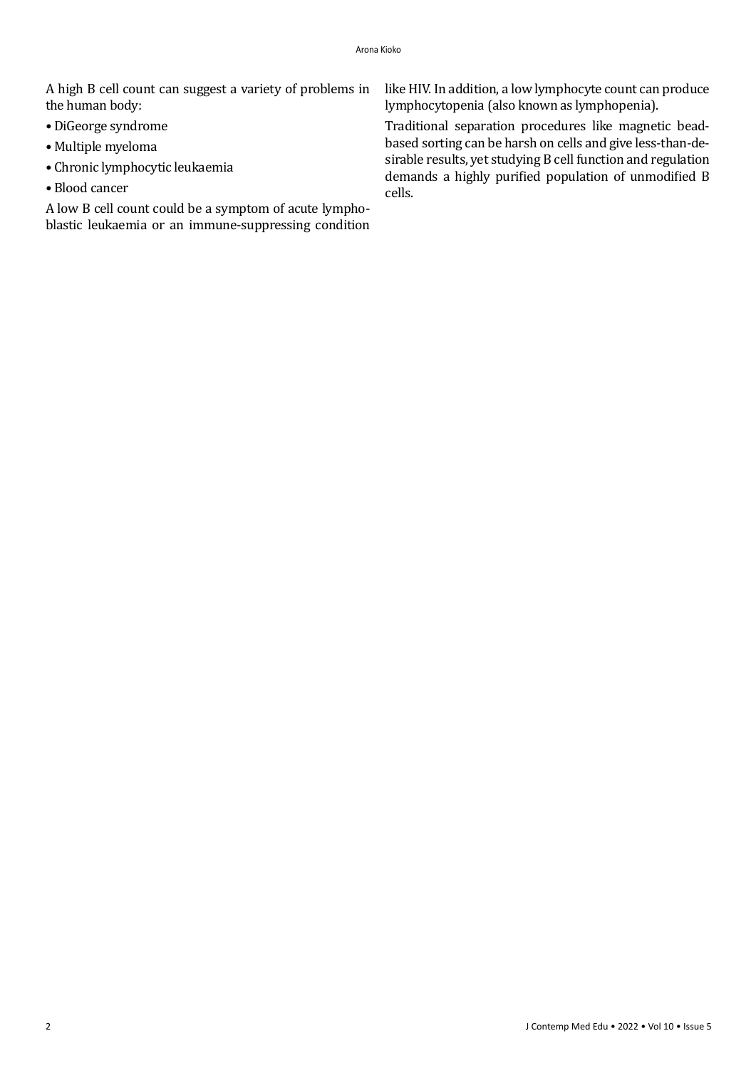A high B cell count can suggest a variety of problems in the human body:

- DiGeorge syndrome
- Multiple myeloma
- Chronic lymphocytic leukaemia
- Blood cancer

A low B cell count could be a symptom of acute lymphoblastic leukaemia or an immune-suppressing condition like HIV. In addition, a low lymphocyte count can produce lymphocytopenia (also known as lymphopenia).

Traditional separation procedures like magnetic bead-based sorting can be harsh on cells and give less-than-desirable results, yet studying B cell function and regulation demands a highly purified population of unmodified B cells.